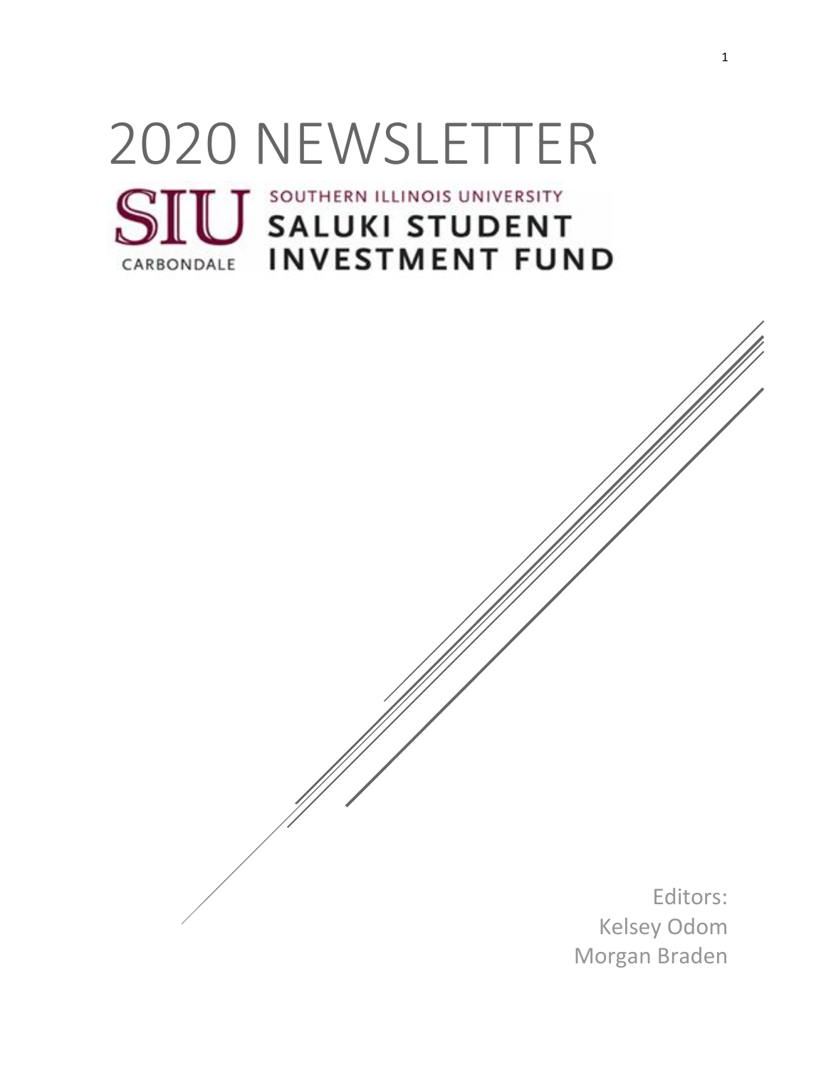# 2020 NEWSLETTER

SOUTHERN ILLINOIS UNIVERSITY
SIU CARBONDALE
SALUKI STUDENT INVESTMENT FUND

Editors:
Kelsey Odom
Morgan Braden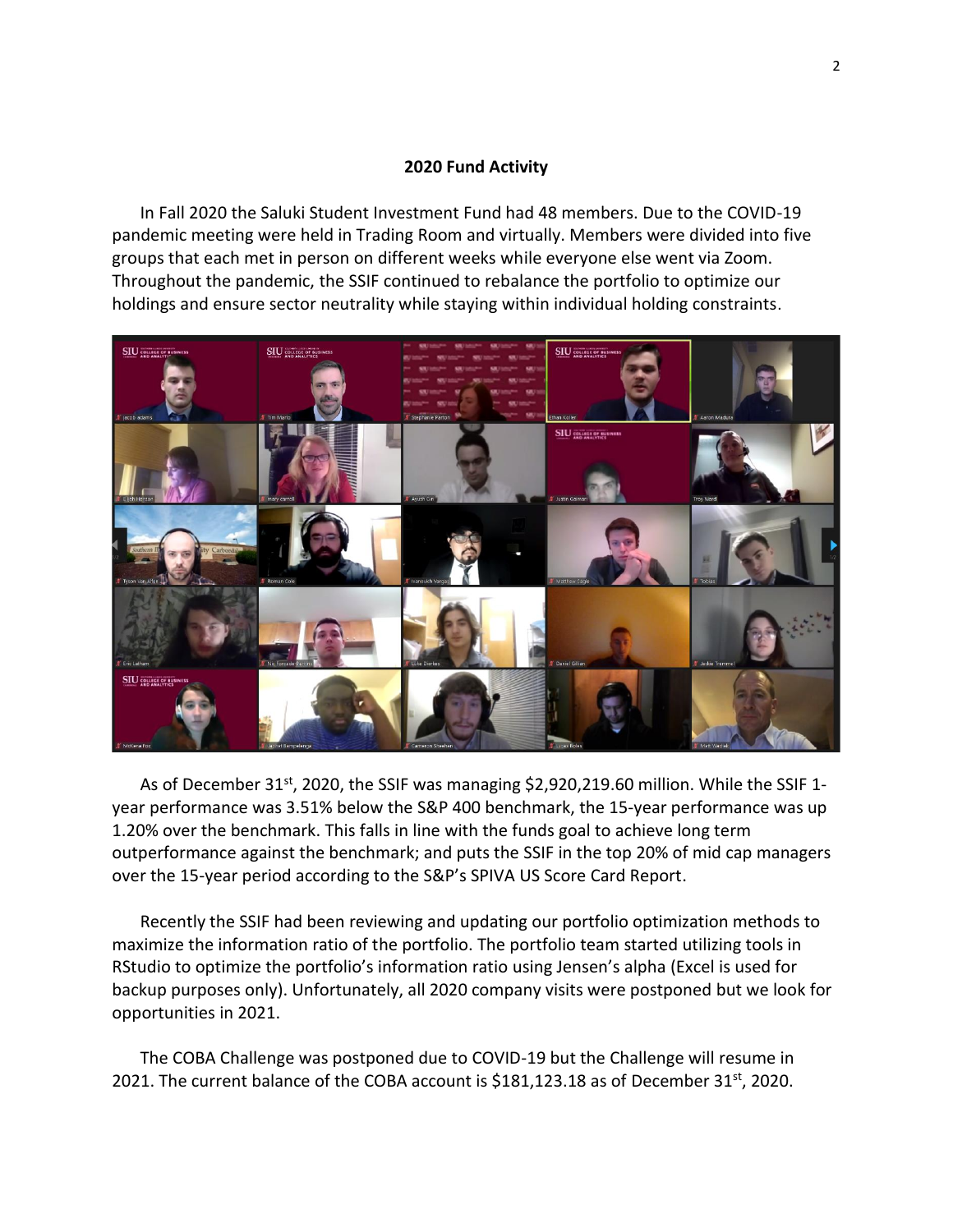**2020 Fund Activity**

In Fall 2020 the Saluki Student Investment Fund had 48 members. Due to the COVID-19 pandemic meeting were held in Trading Room and virtually. Members were divided into five groups that each met in person on different weeks while everyone else went via Zoom. Throughout the pandemic, the SSIF continued to rebalance the portfolio to optimize our holdings and ensure sector neutrality while staying within individual holding constraints.

As of December 31st, 2020, the SSIF was managing $2,920,219.60 million. While the SSIF 1-year performance was 3.51% below the S&P 400 benchmark, the 15-year performance was up 1.20% over the benchmark. This falls in line with the funds goal to achieve long term outperformance against the benchmark; and puts the SSIF in the top 20% of mid cap managers over the 15-year period according to the S&P's SPIVA US Score Card Report.

Recently the SSIF had been reviewing and updating our portfolio optimization methods to maximize the information ratio of the portfolio. The portfolio team started utilizing tools in RStudio to optimize the portfolio's information ratio using Jensen's alpha (Excel is used for backup purposes only). Unfortunately, all 2020 company visits were postponed but we look for opportunities in 2021.

The COBA Challenge was postponed due to COVID-19 but the Challenge will resume in 2021. The current balance of the COBA account is $181,123.18 as of December 31st, 2020.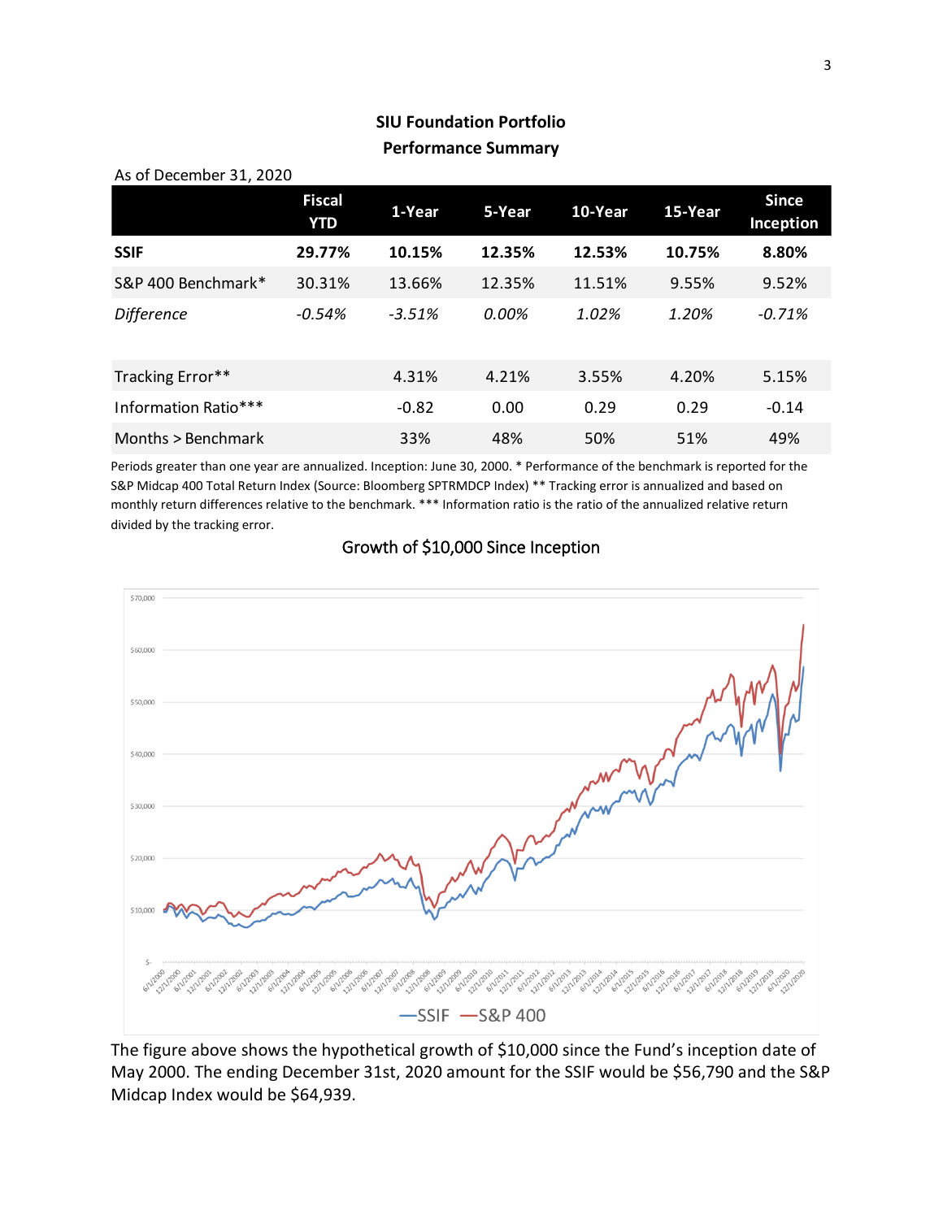## SIU Foundation Portfolio
## Performance Summary

As of December 31, 2020

|  | Fiscal YTD | 1-Year | 5-Year | 10-Year | 15-Year | Since Inception |
|---|---|---|---|---|---|---|
| **SSIF** | **29.77%** | **10.15%** | **12.35%** | **12.53%** | **10.75%** | **8.80%** |
| S&P 400 Benchmark* | 30.31% | 13.66% | 12.35% | 11.51% | 9.55% | 9.52% |
| *Difference* | *-0.54%* | *-3.51%* | *0.00%* | *1.02%* | *1.20%* | *-0.71%* |
|  |  |  |  |  |  |  |
| Tracking Error** |  | 4.31% | 4.21% | 3.55% | 4.20% | 5.15% |
| Information Ratio*** |  | -0.82 | 0.00 | 0.29 | 0.29 | -0.14 |
| Months > Benchmark |  | 33% | 48% | 50% | 51% | 49% |

Periods greater than one year are annualized. Inception: June 30, 2000. * Performance of the benchmark is reported for the S&P Midcap 400 Total Return Index (Source: Bloomberg SPTRMDCP Index) ** Tracking error is annualized and based on monthly return differences relative to the benchmark. *** Information ratio is the ratio of the annualized relative return divided by the tracking error.

Growth of $10,000 Since Inception

The figure above shows the hypothetical growth of $10,000 since the Fund's inception date of May 2000. The ending December 31st, 2020 amount for the SSIF would be $56,790 and the S&P Midcap Index would be $64,939.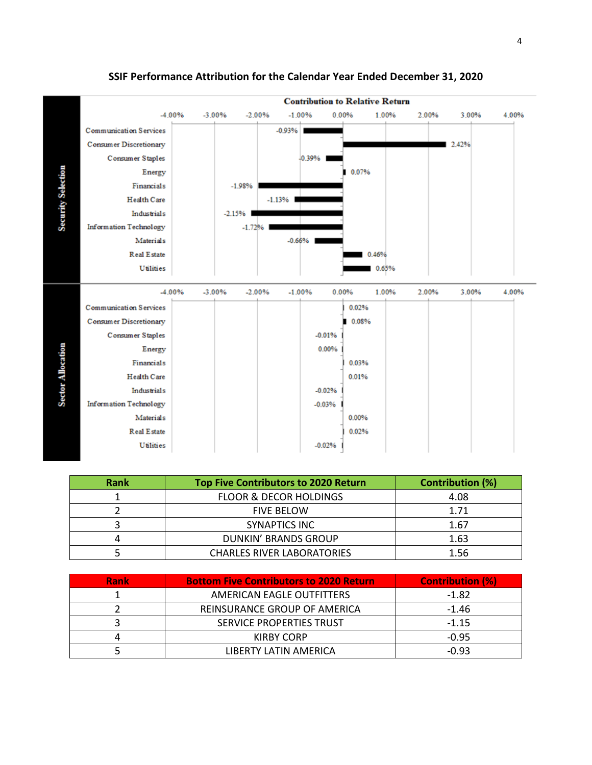## SSIF Performance Attribution for the Calendar Year Ended December 31, 2020

**Contribution to Relative Return**

| | Sector | Contribution |
|---|---|---|
| Security Selection | Communication Services | -0.93% |
| | Consumer Discretionary | 2.42% |
| | Consumer Staples | -0.39% |
| | Energy | 0.07% |
| | Financials | -1.98% |
| | Health Care | -1.13% |
| | Industrials | -2.15% |
| | Information Technology | -1.72% |
| | Materials | -0.66% |
| | Real Estate | 0.46% |
| | Utilities | 0.65% |
| Sector Allocation | Communication Services | 0.02% |
| | Consumer Discretionary | 0.08% |
| | Consumer Staples | -0.01% |
| | Energy | 0.00% |
| | Financials | 0.03% |
| | Health Care | 0.01% |
| | Industrials | -0.02% |
| | Information Technology | -0.03% |
| | Materials | 0.00% |
| | Real Estate | 0.02% |
| | Utilities | -0.02% |

| Rank | Top Five Contributors to 2020 Return | Contribution (%) |
|---|---|---|
| 1 | FLOOR & DECOR HOLDINGS | 4.08 |
| 2 | FIVE BELOW | 1.71 |
| 3 | SYNAPTICS INC | 1.67 |
| 4 | DUNKIN' BRANDS GROUP | 1.63 |
| 5 | CHARLES RIVER LABORATORIES | 1.56 |

| Rank | Bottom Five Contributors to 2020 Return | Contribution (%) |
|---|---|---|
| 1 | AMERICAN EAGLE OUTFITTERS | -1.82 |
| 2 | REINSURANCE GROUP OF AMERICA | -1.46 |
| 3 | SERVICE PROPERTIES TRUST | -1.15 |
| 4 | KIRBY CORP | -0.95 |
| 5 | LIBERTY LATIN AMERICA | -0.93 |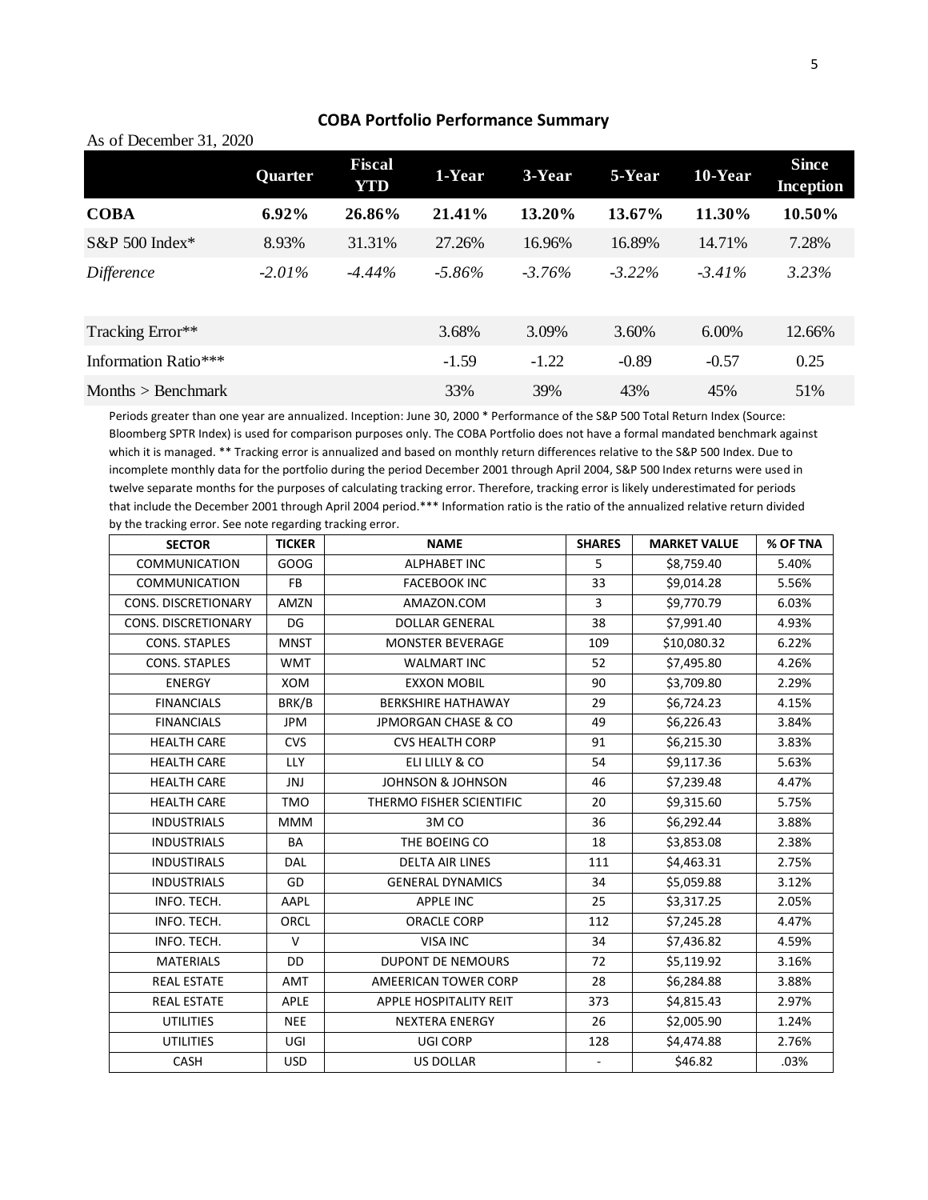## COBA Portfolio Performance Summary

As of December 31, 2020

| | Quarter | Fiscal YTD | 1-Year | 3-Year | 5-Year | 10-Year | Since Inception |
|---|---|---|---|---|---|---|---|
| **COBA** | **6.92%** | **26.86%** | **21.41%** | **13.20%** | **13.67%** | **11.30%** | **10.50%** |
| S&P 500 Index* | 8.93% | 31.31% | 27.26% | 16.96% | 16.89% | 14.71% | 7.28% |
| *Difference* | *-2.01%* | *-4.44%* | *-5.86%* | *-3.76%* | *-3.22%* | *-3.41%* | *3.23%* |
| | | | | | | | |
| Tracking Error** | | | 3.68% | 3.09% | 3.60% | 6.00% | 12.66% |
| Information Ratio*** | | | -1.59 | -1.22 | -0.89 | -0.57 | 0.25 |
| Months > Benchmark | | | 33% | 39% | 43% | 45% | 51% |

Periods greater than one year are annualized. Inception: June 30, 2000 * Performance of the S&P 500 Total Return Index (Source: Bloomberg SPTR Index) is used for comparison purposes only. The COBA Portfolio does not have a formal mandated benchmark against which it is managed. ** Tracking error is annualized and based on monthly return differences relative to the S&P 500 Index. Due to incomplete monthly data for the portfolio during the period December 2001 through April 2004, S&P 500 Index returns were used in twelve separate months for the purposes of calculating tracking error. Therefore, tracking error is likely underestimated for periods that include the December 2001 through April 2004 period.*** Information ratio is the ratio of the annualized relative return divided by the tracking error. See note regarding tracking error.

| SECTOR | TICKER | NAME | SHARES | MARKET VALUE | % OF TNA |
|---|---|---|---|---|---|
| COMMUNICATION | GOOG | ALPHABET INC | 5 | $8,759.40 | 5.40% |
| COMMUNICATION | FB | FACEBOOK INC | 33 | $9,014.28 | 5.56% |
| CONS. DISCRETIONARY | AMZN | AMAZON.COM | 3 | $9,770.79 | 6.03% |
| CONS. DISCRETIONARY | DG | DOLLAR GENERAL | 38 | $7,991.40 | 4.93% |
| CONS. STAPLES | MNST | MONSTER BEVERAGE | 109 | $10,080.32 | 6.22% |
| CONS. STAPLES | WMT | WALMART INC | 52 | $7,495.80 | 4.26% |
| ENERGY | XOM | EXXON MOBIL | 90 | $3,709.80 | 2.29% |
| FINANCIALS | BRK/B | BERKSHIRE HATHAWAY | 29 | $6,724.23 | 4.15% |
| FINANCIALS | JPM | JPMORGAN CHASE & CO | 49 | $6,226.43 | 3.84% |
| HEALTH CARE | CVS | CVS HEALTH CORP | 91 | $6,215.30 | 3.83% |
| HEALTH CARE | LLY | ELI LILLY & CO | 54 | $9,117.36 | 5.63% |
| HEALTH CARE | JNJ | JOHNSON & JOHNSON | 46 | $7,239.48 | 4.47% |
| HEALTH CARE | TMO | THERMO FISHER SCIENTIFIC | 20 | $9,315.60 | 5.75% |
| INDUSTRIALS | MMM | 3M CO | 36 | $6,292.44 | 3.88% |
| INDUSTRIALS | BA | THE BOEING CO | 18 | $3,853.08 | 2.38% |
| INDUSTIRALS | DAL | DELTA AIR LINES | 111 | $4,463.31 | 2.75% |
| INDUSTIRALS | GD | GENERAL DYNAMICS | 34 | $5,059.88 | 3.12% |
| INFO. TECH. | AAPL | APPLE INC | 25 | $3,317.25 | 2.05% |
| INFO. TECH. | ORCL | ORACLE CORP | 112 | $7,245.28 | 4.47% |
| INFO. TECH. | V | VISA INC | 34 | $7,436.82 | 4.59% |
| MATERIALS | DD | DUPONT DE NEMOURS | 72 | $5,119.92 | 3.16% |
| REAL ESTATE | AMT | AMEERICAN TOWER CORP | 28 | $6,284.88 | 3.88% |
| REAL ESTATE | APLE | APPLE HOSPITALITY REIT | 373 | $4,815.43 | 2.97% |
| UTILITIES | NEE | NEXTERA ENERGY | 26 | $2,005.90 | 1.24% |
| UTILITIES | UGI | UGI CORP | 128 | $4,474.88 | 2.76% |
| CASH | USD | US DOLLAR | - | $46.82 | .03% |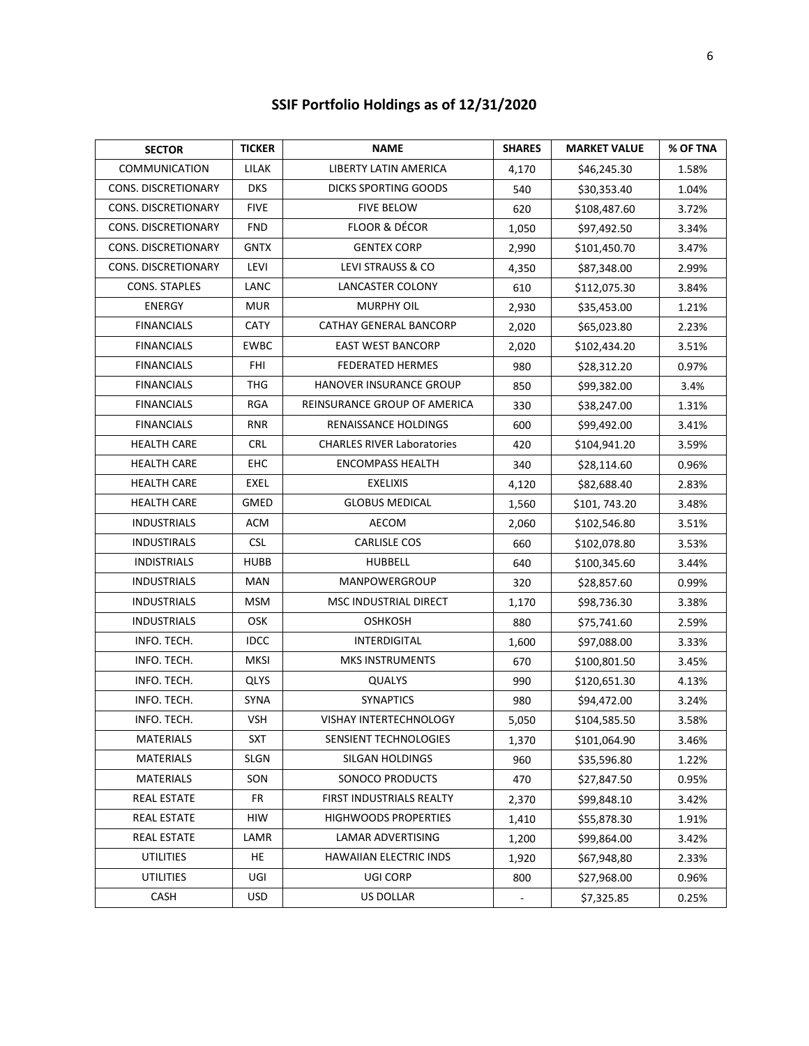## SSIF Portfolio Holdings as of 12/31/2020

| SECTOR | TICKER | NAME | SHARES | MARKET VALUE | % OF TNA |
|---|---|---|---|---|---|
| COMMUNICATION | LILAK | LIBERTY LATIN AMERICA | 4,170 | $46,245.30 | 1.58% |
| CONS. DISCRETIONARY | DKS | DICKS SPORTING GOODS | 540 | $30,353.40 | 1.04% |
| CONS. DISCRETIONARY | FIVE | FIVE BELOW | 620 | $108,487.60 | 3.72% |
| CONS. DISCRETIONARY | FND | FLOOR & DÉCOR | 1,050 | $97,492.50 | 3.34% |
| CONS. DISCRETIONARY | GNTX | GENTEX CORP | 2,990 | $101,450.70 | 3.47% |
| CONS. DISCRETIONARY | LEVI | LEVI STRAUSS & CO | 4,350 | $87,348.00 | 2.99% |
| CONS. STAPLES | LANC | LANCASTER COLONY | 610 | $112,075.30 | 3.84% |
| ENERGY | MUR | MURPHY OIL | 2,930 | $35,453.00 | 1.21% |
| FINANCIALS | CATY | CATHAY GENERAL BANCORP | 2,020 | $65,023.80 | 2.23% |
| FINANCIALS | EWBC | EAST WEST BANCORP | 2,020 | $102,434.20 | 3.51% |
| FINANCIALS | FHI | FEDERATED HERMES | 980 | $28,312.20 | 0.97% |
| FINANCIALS | THG | HANOVER INSURANCE GROUP | 850 | $99,382.00 | 3.4% |
| FINANCIALS | RGA | REINSURANCE GROUP OF AMERICA | 330 | $38,247.00 | 1.31% |
| FINANCIALS | RNR | RENAISSANCE HOLDINGS | 600 | $99,492.00 | 3.41% |
| HEALTH CARE | CRL | CHARLES RIVER Laboratories | 420 | $104,941.20 | 3.59% |
| HEALTH CARE | EHC | ENCOMPASS HEALTH | 340 | $28,114.60 | 0.96% |
| HEALTH CARE | EXEL | EXELIXIS | 4,120 | $82,688.40 | 2.83% |
| HEALTH CARE | GMED | GLOBUS MEDICAL | 1,560 | $101, 743.20 | 3.48% |
| INDUSTRIALS | ACM | AECOM | 2,060 | $102,546.80 | 3.51% |
| INDUSTIRALS | CSL | CARLISLE COS | 660 | $102,078.80 | 3.53% |
| INDISTRIALS | HUBB | HUBBELL | 640 | $100,345.60 | 3.44% |
| INDUSTRIALS | MAN | MANPOWERGROUP | 320 | $28,857.60 | 0.99% |
| INDUSTRIALS | MSM | MSC INDUSTRIAL DIRECT | 1,170 | $98,736.30 | 3.38% |
| INDUSTRIALS | OSK | OSHKOSH | 880 | $75,741.60 | 2.59% |
| INFO. TECH. | IDCC | INTERDIGITAL | 1,600 | $97,088.00 | 3.33% |
| INFO. TECH. | MKSI | MKS INSTRUMENTS | 670 | $100,801.50 | 3.45% |
| INFO. TECH. | QLYS | QUALYS | 990 | $120,651.30 | 4.13% |
| INFO. TECH. | SYNA | SYNAPTICS | 980 | $94,472.00 | 3.24% |
| INFO. TECH. | VSH | VISHAY INTERTECHNOLOGY | 5,050 | $104,585.50 | 3.58% |
| MATERIALS | SXT | SENSIENT TECHNOLOGIES | 1,370 | $101,064.90 | 3.46% |
| MATERIALS | SLGN | SILGAN HOLDINGS | 960 | $35,596.80 | 1.22% |
| MATERIALS | SON | SONOCO PRODUCTS | 470 | $27,847.50 | 0.95% |
| REAL ESTATE | FR | FIRST INDUSTRIALS REALTY | 2,370 | $99,848.10 | 3.42% |
| REAL ESTATE | HIW | HIGHWOODS PROPERTIES | 1,410 | $55,878.30 | 1.91% |
| REAL ESTATE | LAMR | LAMAR ADVERTISING | 1,200 | $99,864.00 | 3.42% |
| UTILITIES | HE | HAWAIIAN ELECTRIC INDS | 1,920 | $67,948,80 | 2.33% |
| UTILITIES | UGI | UGI CORP | 800 | $27,968.00 | 0.96% |
| CASH | USD | US DOLLAR | - | $7,325.85 | 0.25% |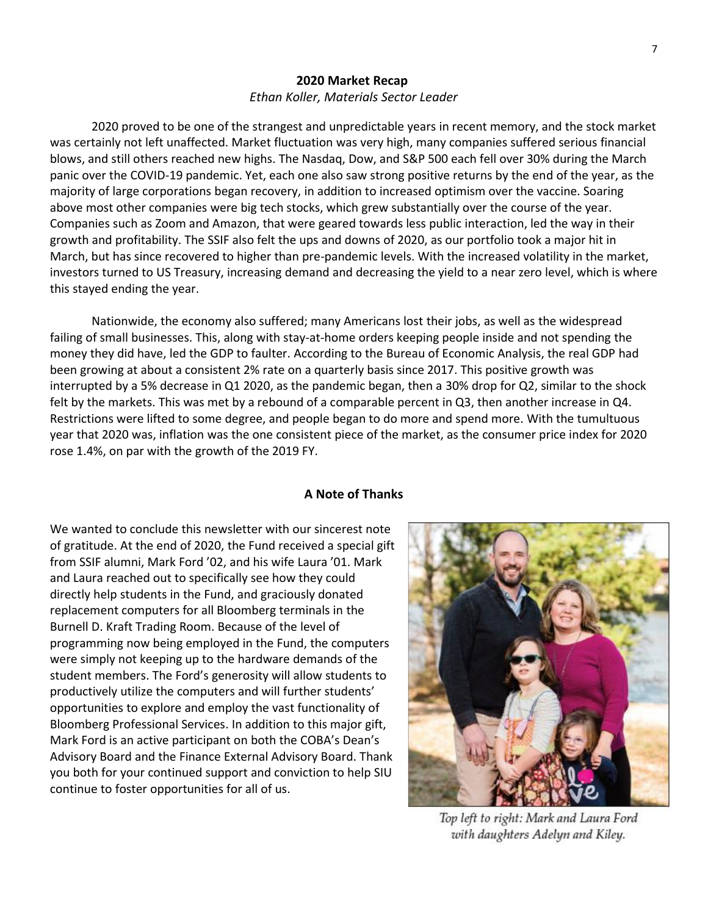## 2020 Market Recap

*Ethan Koller, Materials Sector Leader*

2020 proved to be one of the strangest and unpredictable years in recent memory, and the stock market was certainly not left unaffected. Market fluctuation was very high, many companies suffered serious financial blows, and still others reached new highs. The Nasdaq, Dow, and S&P 500 each fell over 30% during the March panic over the COVID-19 pandemic. Yet, each one also saw strong positive returns by the end of the year, as the majority of large corporations began recovery, in addition to increased optimism over the vaccine. Soaring above most other companies were big tech stocks, which grew substantially over the course of the year. Companies such as Zoom and Amazon, that were geared towards less public interaction, led the way in their growth and profitability. The SSIF also felt the ups and downs of 2020, as our portfolio took a major hit in March, but has since recovered to higher than pre-pandemic levels. With the increased volatility in the market, investors turned to US Treasury, increasing demand and decreasing the yield to a near zero level, which is where this stayed ending the year.

Nationwide, the economy also suffered; many Americans lost their jobs, as well as the widespread failing of small businesses. This, along with stay-at-home orders keeping people inside and not spending the money they did have, led the GDP to faulter. According to the Bureau of Economic Analysis, the real GDP had been growing at about a consistent 2% rate on a quarterly basis since 2017. This positive growth was interrupted by a 5% decrease in Q1 2020, as the pandemic began, then a 30% drop for Q2, similar to the shock felt by the markets. This was met by a rebound of a comparable percent in Q3, then another increase in Q4. Restrictions were lifted to some degree, and people began to do more and spend more. With the tumultuous year that 2020 was, inflation was the one consistent piece of the market, as the consumer price index for 2020 rose 1.4%, on par with the growth of the 2019 FY.

## A Note of Thanks

We wanted to conclude this newsletter with our sincerest note of gratitude. At the end of 2020, the Fund received a special gift from SSIF alumni, Mark Ford '02, and his wife Laura '01. Mark and Laura reached out to specifically see how they could directly help students in the Fund, and graciously donated replacement computers for all Bloomberg terminals in the Burnell D. Kraft Trading Room. Because of the level of programming now being employed in the Fund, the computers were simply not keeping up to the hardware demands of the student members. The Ford's generosity will allow students to productively utilize the computers and will further students' opportunities to explore and employ the vast functionality of Bloomberg Professional Services. In addition to this major gift, Mark Ford is an active participant on both the COBA's Dean's Advisory Board and the Finance External Advisory Board. Thank you both for your continued support and conviction to help SIU continue to foster opportunities for all of us.

*Top left to right: Mark and Laura Ford with daughters Adelyn and Kiley.*